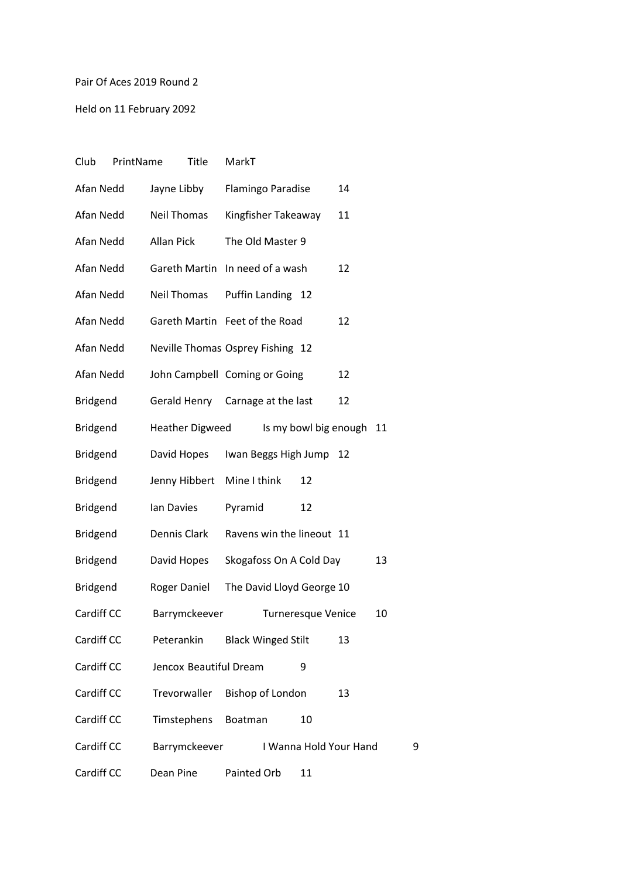Pair Of Aces 2019 Round 2

Held on 11 February 2092

| Club | PrintName | Title | MarkT |
| --- | --- | --- | --- |
| Afan Nedd | Jayne Libby | Flamingo Paradise | 14 |
| Afan Nedd | Neil Thomas | Kingfisher Takeaway | 11 |
| Afan Nedd | Allan Pick | The Old Master | 9 |
| Afan Nedd | Gareth Martin | In need of a wash | 12 |
| Afan Nedd | Neil Thomas | Puffin Landing | 12 |
| Afan Nedd | Gareth Martin | Feet of the Road | 12 |
| Afan Nedd | Neville Thomas | Osprey Fishing | 12 |
| Afan Nedd | John Campbell | Coming or Going | 12 |
| Bridgend | Gerald Henry | Carnage at the last | 12 |
| Bridgend | Heather Digweed | Is my bowl big enough | 11 |
| Bridgend | David Hopes | Iwan Beggs High Jump | 12 |
| Bridgend | Jenny Hibbert | Mine I think | 12 |
| Bridgend | Ian Davies | Pyramid | 12 |
| Bridgend | Dennis Clark | Ravens win the lineout | 11 |
| Bridgend | David Hopes | Skogafoss On A Cold Day | 13 |
| Bridgend | Roger Daniel | The David Lloyd George | 10 |
| Cardiff CC | Barrymckeever | Turneresque Venice | 10 |
| Cardiff CC | Peterankin | Black Winged Stilt | 13 |
| Cardiff CC | Jencox | Beautiful Dream | 9 |
| Cardiff CC | Trevorwaller | Bishop of London | 13 |
| Cardiff CC | Timstephens | Boatman | 10 |
| Cardiff CC | Barrymckeever | I Wanna Hold Your Hand | 9 |
| Cardiff CC | Dean Pine | Painted Orb | 11 |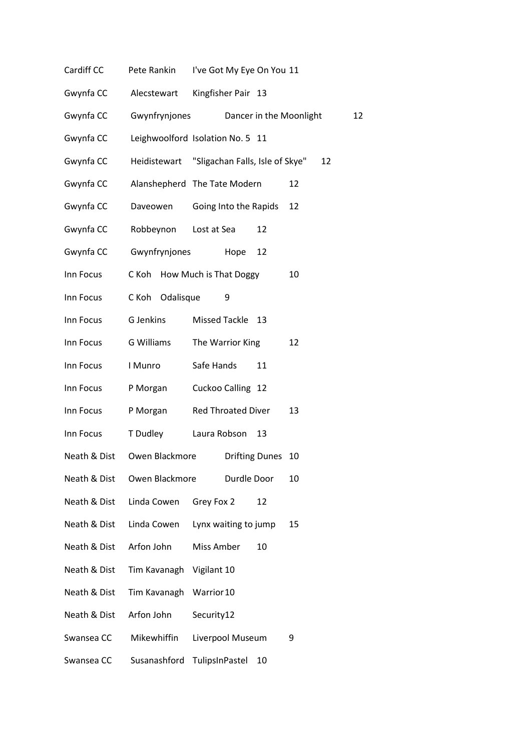| | | | |
|---|---|---|---|
| Cardiff CC | Pete Rankin | I've Got My Eye On You | 11 |
| Gwynfa CC | Alecstewart | Kingfisher Pair | 13 |
| Gwynfa CC | Gwynfryjones | Dancer in the Moonlight | 12 |
| Gwynfa CC | Leighwoolford | Isolation No. 5 | 11 |
| Gwynfa CC | Heidistewart | "Sligachan Falls, Isle of Skye" | 12 |
| Gwynfa CC | Alanshepherd | The Tate Modern | 12 |
| Gwynfa CC | Daveowen | Going Into the Rapids | 12 |
| Gwynfa CC | Robbeynon | Lost at Sea | 12 |
| Gwynfa CC | Gwynfryjones | Hope | 12 |
| Inn Focus | C Koh | How Much is That Doggy | 10 |
| Inn Focus | C Koh | Odalisque | 9 |
| Inn Focus | G Jenkins | Missed Tackle | 13 |
| Inn Focus | G Williams | The Warrior King | 12 |
| Inn Focus | I Munro | Safe Hands | 11 |
| Inn Focus | P Morgan | Cuckoo Calling | 12 |
| Inn Focus | P Morgan | Red Throated Diver | 13 |
| Inn Focus | T Dudley | Laura Robson | 13 |
| Neath & Dist | Owen Blackmore | Drifting Dunes | 10 |
| Neath & Dist | Owen Blackmore | Durdle Door | 10 |
| Neath & Dist | Linda Cowen | Grey Fox 2 | 12 |
| Neath & Dist | Linda Cowen | Lynx waiting to jump | 15 |
| Neath & Dist | Arfon John | Miss Amber | 10 |
| Neath & Dist | Tim Kavanagh | Vigilant | 10 |
| Neath & Dist | Tim Kavanagh | Warrior | 10 |
| Neath & Dist | Arfon John | Security | 12 |
| Swansea CC | Mikewhiffin | Liverpool Museum | 9 |
| Swansea CC | Susanashford | TulipsInPastel | 10 |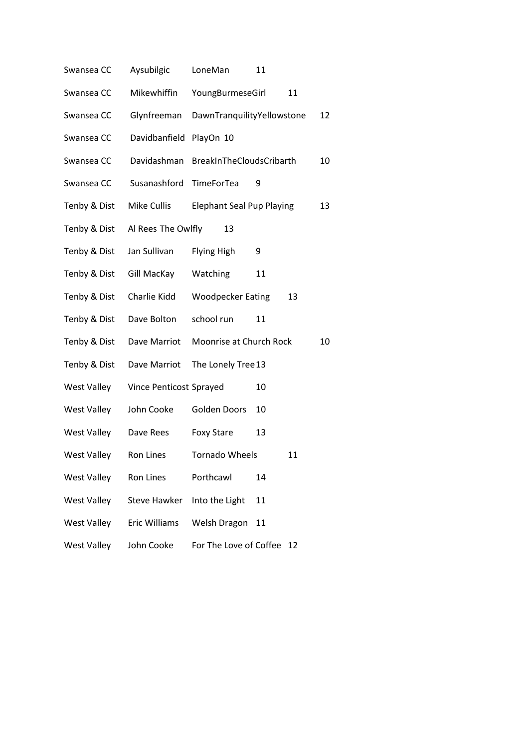| | | | |
|---|---|---|---|
| Swansea CC | Aysubilgic | LoneMan | 11 |
| Swansea CC | Mikewhiffin | YoungBurmeseGirl | 11 |
| Swansea CC | Glynfreeman | DawnTranquilityYellowstone | 12 |
| Swansea CC | Davidbanfield | PlayOn | 10 |
| Swansea CC | Davidashman | BreakInTheCloudsCribarth | 10 |
| Swansea CC | Susanashford | TimeForTea | 9 |
| Tenby & Dist | Mike Cullis | Elephant Seal Pup Playing | 13 |
| Tenby & Dist | Al Rees | The Owlfly | 13 |
| Tenby & Dist | Jan Sullivan | Flying High | 9 |
| Tenby & Dist | Gill MacKay | Watching | 11 |
| Tenby & Dist | Charlie Kidd | Woodpecker Eating | 13 |
| Tenby & Dist | Dave Bolton | school run | 11 |
| Tenby & Dist | Dave Marriot | Moonrise at Church Rock | 10 |
| Tenby & Dist | Dave Marriot | The Lonely Tree | 13 |
| West Valley | Vince Penticost | Sprayed | 10 |
| West Valley | John Cooke | Golden Doors | 10 |
| West Valley | Dave Rees | Foxy Stare | 13 |
| West Valley | Ron Lines | Tornado Wheels | 11 |
| West Valley | Ron Lines | Porthcawl | 14 |
| West Valley | Steve Hawker | Into the Light | 11 |
| West Valley | Eric Williams | Welsh Dragon | 11 |
| West Valley | John Cooke | For The Love of Coffee | 12 |